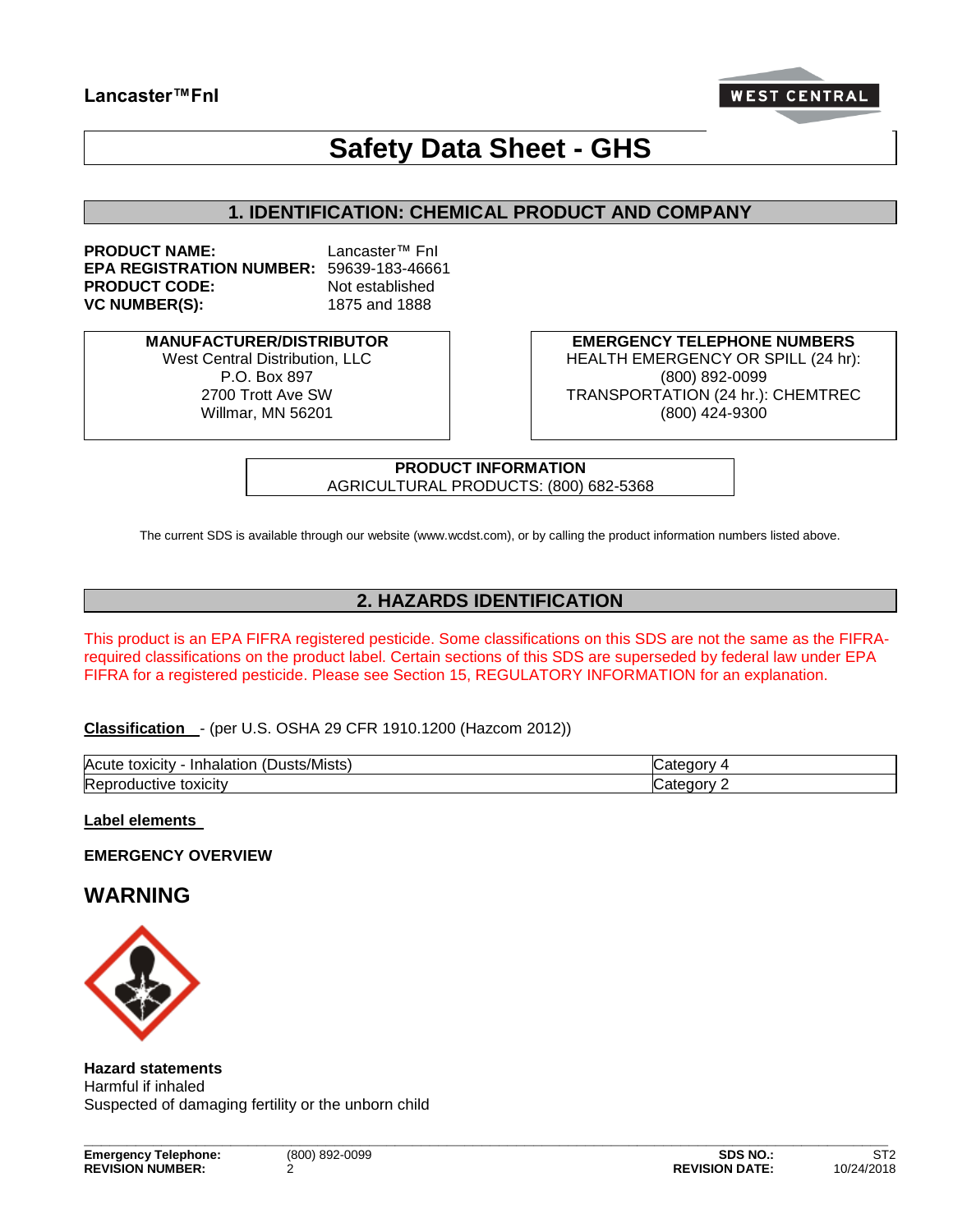**Lancaster™Fnl**

# Safety Data Sheet - GHS

## 1. IDENTIFICATION: CHEMICAL PRODUCT AND COMPANY

**PRODUCT NAME:** Lancaster™ Fnl
**EPA REGISTRATION NUMBER:** 59639-183-46661
**PRODUCT CODE:** Not established
**VC NUMBER(S):** 1875 and 1888

**MANUFACTURER/DISTRIBUTOR**
West Central Distribution, LLC
P.O. Box 897
2700 Trott Ave SW
Willmar, MN 56201

**EMERGENCY TELEPHONE NUMBERS**
HEALTH EMERGENCY OR SPILL (24 hr): (800) 892-0099
TRANSPORTATION (24 hr.): CHEMTREC (800) 424-9300

**PRODUCT INFORMATION**
AGRICULTURAL PRODUCTS: (800) 682-5368

The current SDS is available through our website (www.wcdst.com), or by calling the product information numbers listed above.

## 2. HAZARDS IDENTIFICATION

This product is an EPA FIFRA registered pesticide. Some classifications on this SDS are not the same as the FIFRA-required classifications on the product label. Certain sections of this SDS are superseded by federal law under EPA FIFRA for a registered pesticide. Please see Section 15, REGULATORY INFORMATION for an explanation.

**Classification** - (per U.S. OSHA 29 CFR 1910.1200 (Hazcom 2012))

| Hazard | Category |
|---|---|
| Acute toxicity - Inhalation (Dusts/Mists) | Category 4 |
| Reproductive toxicity | Category 2 |

**Label elements**

**EMERGENCY OVERVIEW**

## WARNING

**Hazard statements**
Harmful if inhaled
Suspected of damaging fertility or the unborn child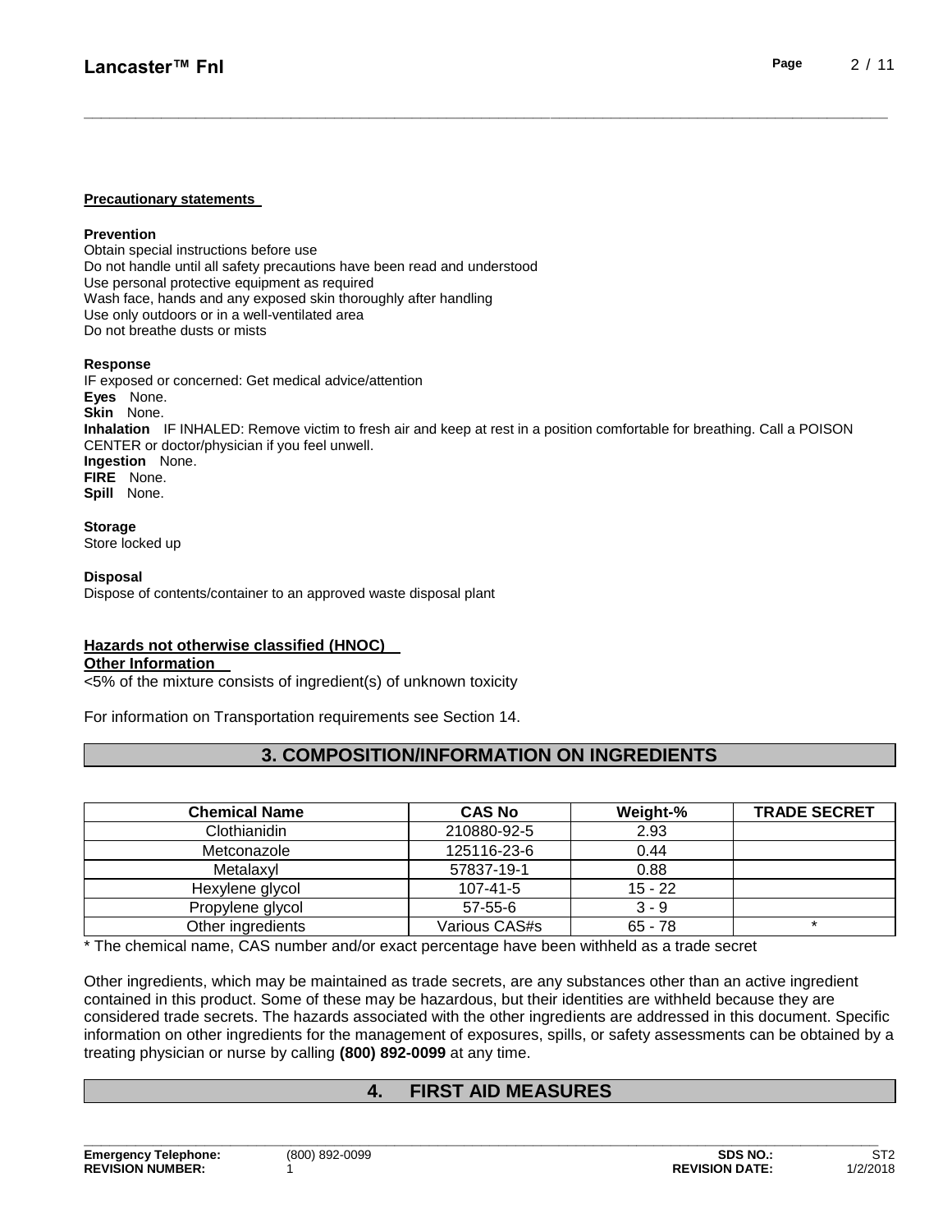**Precautionary statements**

**Prevention**

Obtain special instructions before use
Do not handle until all safety precautions have been read and understood
Use personal protective equipment as required
Wash face, hands and any exposed skin thoroughly after handling
Use only outdoors or in a well-ventilated area
Do not breathe dusts or mists

**Response**

IF exposed or concerned: Get medical advice/attention
**Eyes** None.
**Skin** None.
**Inhalation** IF INHALED: Remove victim to fresh air and keep at rest in a position comfortable for breathing. Call a POISON CENTER or doctor/physician if you feel unwell.
**Ingestion** None.
**FIRE** None.
**Spill** None.

**Storage**

Store locked up

**Disposal**

Dispose of contents/container to an approved waste disposal plant

**Hazards not otherwise classified (HNOC)**

**Other Information**

<5% of the mixture consists of ingredient(s) of unknown toxicity

For information on Transportation requirements see Section 14.

## 3. COMPOSITION/INFORMATION ON INGREDIENTS

| Chemical Name | CAS No | Weight-% | TRADE SECRET |
|---|---|---|---|
| Clothianidin | 210880-92-5 | 2.93 | |
| Metconazole | 125116-23-6 | 0.44 | |
| Metalaxyl | 57837-19-1 | 0.88 | |
| Hexylene glycol | 107-41-5 | 15 - 22 | |
| Propylene glycol | 57-55-6 | 3 - 9 | |
| Other ingredients | Various CAS#s | 65 - 78 | * |

* The chemical name, CAS number and/or exact percentage have been withheld as a trade secret

Other ingredients, which may be maintained as trade secrets, are any substances other than an active ingredient contained in this product. Some of these may be hazardous, but their identities are withheld because they are considered trade secrets. The hazards associated with the other ingredients are addressed in this document. Specific information on other ingredients for the management of exposures, spills, or safety assessments can be obtained by a treating physician or nurse by calling **(800) 892-0099** at any time.

## 4. FIRST AID MEASURES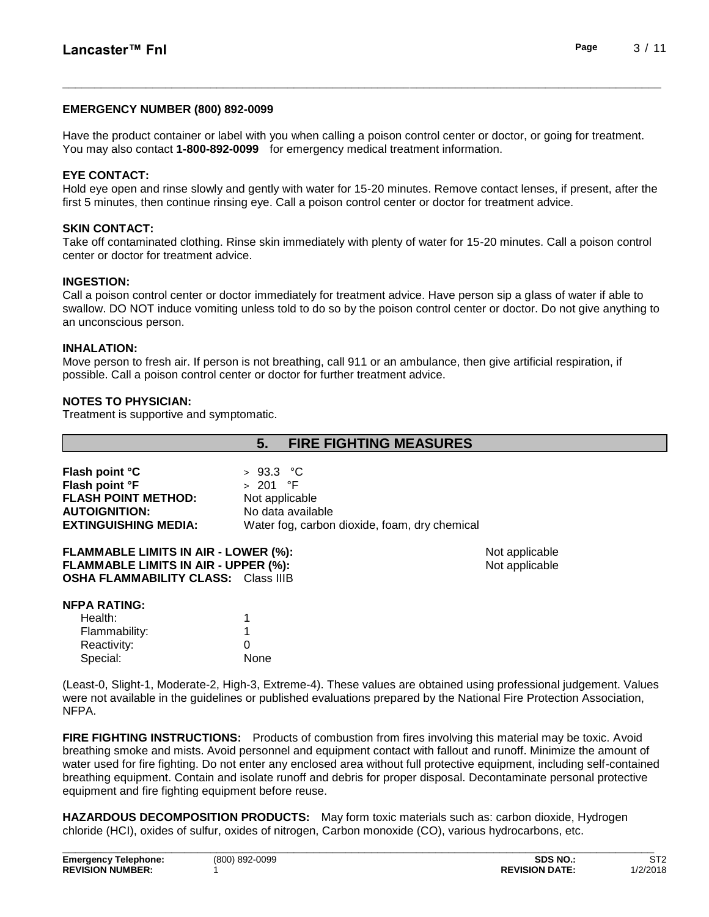**EMERGENCY NUMBER (800) 892-0099**

Have the product container or label with you when calling a poison control center or doctor, or going for treatment. You may also contact **1-800-892-0099** for emergency medical treatment information.

**EYE CONTACT:**
Hold eye open and rinse slowly and gently with water for 15-20 minutes. Remove contact lenses, if present, after the first 5 minutes, then continue rinsing eye. Call a poison control center or doctor for treatment advice.

**SKIN CONTACT:**
Take off contaminated clothing. Rinse skin immediately with plenty of water for 15-20 minutes. Call a poison control center or doctor for treatment advice.

**INGESTION:**
Call a poison control center or doctor immediately for treatment advice. Have person sip a glass of water if able to swallow. DO NOT induce vomiting unless told to do so by the poison control center or doctor. Do not give anything to an unconscious person.

**INHALATION:**
Move person to fresh air. If person is not breathing, call 911 or an ambulance, then give artificial respiration, if possible. Call a poison control center or doctor for further treatment advice.

**NOTES TO PHYSICIAN:**
Treatment is supportive and symptomatic.

## 5. FIRE FIGHTING MEASURES

**Flash point °C** > 93.3 °C
**Flash point °F** > 201 °F
**FLASH POINT METHOD:** Not applicable
**AUTOIGNITION:** No data available
**EXTINGUISHING MEDIA:** Water fog, carbon dioxide, foam, dry chemical

**FLAMMABLE LIMITS IN AIR - LOWER (%):** Not applicable
**FLAMMABLE LIMITS IN AIR - UPPER (%):** Not applicable
**OSHA FLAMMABILITY CLASS:** Class IIIB

**NFPA RATING:**

| | |
|---|---|
| Health: | 1 |
| Flammability: | 1 |
| Reactivity: | 0 |
| Special: | None |

(Least-0, Slight-1, Moderate-2, High-3, Extreme-4). These values are obtained using professional judgement. Values were not available in the guidelines or published evaluations prepared by the National Fire Protection Association, NFPA.

**FIRE FIGHTING INSTRUCTIONS:** Products of combustion from fires involving this material may be toxic. Avoid breathing smoke and mists. Avoid personnel and equipment contact with fallout and runoff. Minimize the amount of water used for fire fighting. Do not enter any enclosed area without full protective equipment, including self-contained breathing equipment. Contain and isolate runoff and debris for proper disposal. Decontaminate personal protective equipment and fire fighting equipment before reuse.

**HAZARDOUS DECOMPOSITION PRODUCTS:** May form toxic materials such as: carbon dioxide, Hydrogen chloride (HCl), oxides of sulfur, oxides of nitrogen, Carbon monoxide (CO), various hydrocarbons, etc.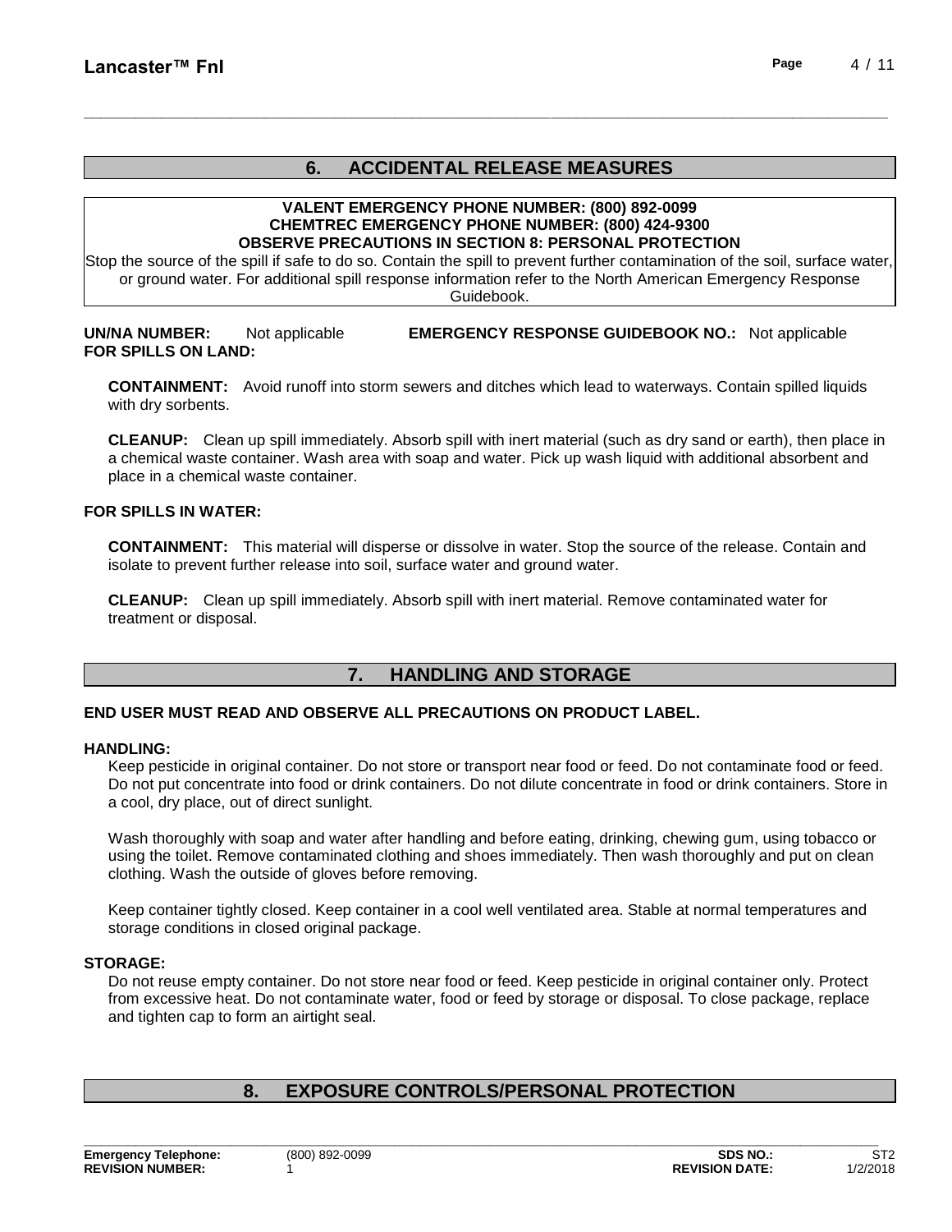## 6. ACCIDENTAL RELEASE MEASURES

**VALENT EMERGENCY PHONE NUMBER: (800) 892-0099**
**CHEMTREC EMERGENCY PHONE NUMBER: (800) 424-9300**
**OBSERVE PRECAUTIONS IN SECTION 8: PERSONAL PROTECTION**

Stop the source of the spill if safe to do so. Contain the spill to prevent further contamination of the soil, surface water, or ground water. For additional spill response information refer to the North American Emergency Response Guidebook.

**UN/NA NUMBER:** Not applicable **EMERGENCY RESPONSE GUIDEBOOK NO.:** Not applicable

**FOR SPILLS ON LAND:**

**CONTAINMENT:** Avoid runoff into storm sewers and ditches which lead to waterways. Contain spilled liquids with dry sorbents.

**CLEANUP:** Clean up spill immediately. Absorb spill with inert material (such as dry sand or earth), then place in a chemical waste container. Wash area with soap and water. Pick up wash liquid with additional absorbent and place in a chemical waste container.

**FOR SPILLS IN WATER:**

**CONTAINMENT:** This material will disperse or dissolve in water. Stop the source of the release. Contain and isolate to prevent further release into soil, surface water and ground water.

**CLEANUP:** Clean up spill immediately. Absorb spill with inert material. Remove contaminated water for treatment or disposal.

## 7. HANDLING AND STORAGE

**END USER MUST READ AND OBSERVE ALL PRECAUTIONS ON PRODUCT LABEL.**

**HANDLING:**

Keep pesticide in original container. Do not store or transport near food or feed. Do not contaminate food or feed. Do not put concentrate into food or drink containers. Do not dilute concentrate in food or drink containers. Store in a cool, dry place, out of direct sunlight.

Wash thoroughly with soap and water after handling and before eating, drinking, chewing gum, using tobacco or using the toilet. Remove contaminated clothing and shoes immediately. Then wash thoroughly and put on clean clothing. Wash the outside of gloves before removing.

Keep container tightly closed. Keep container in a cool well ventilated area. Stable at normal temperatures and storage conditions in closed original package.

**STORAGE:**

Do not reuse empty container. Do not store near food or feed. Keep pesticide in original container only. Protect from excessive heat. Do not contaminate water, food or feed by storage or disposal. To close package, replace and tighten cap to form an airtight seal.

## 8. EXPOSURE CONTROLS/PERSONAL PROTECTION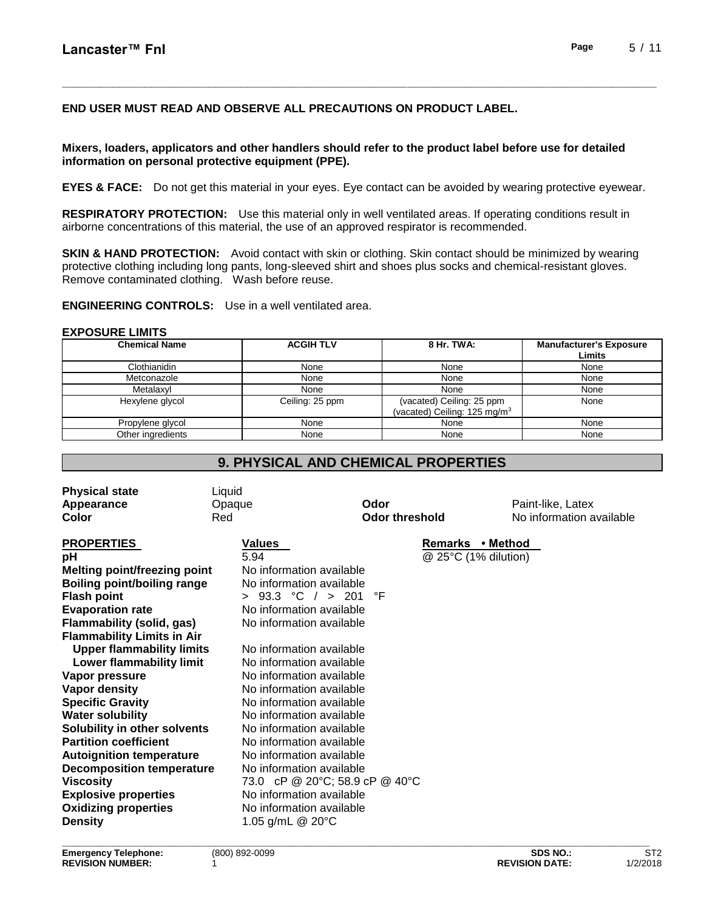**END USER MUST READ AND OBSERVE ALL PRECAUTIONS ON PRODUCT LABEL.**

**Mixers, loaders, applicators and other handlers should refer to the product label before use for detailed information on personal protective equipment (PPE).**

**EYES & FACE:** Do not get this material in your eyes. Eye contact can be avoided by wearing protective eyewear.

**RESPIRATORY PROTECTION:** Use this material only in well ventilated areas. If operating conditions result in airborne concentrations of this material, the use of an approved respirator is recommended.

**SKIN & HAND PROTECTION:** Avoid contact with skin or clothing. Skin contact should be minimized by wearing protective clothing including long pants, long-sleeved shirt and shoes plus socks and chemical-resistant gloves. Remove contaminated clothing. Wash before reuse.

**ENGINEERING CONTROLS:** Use in a well ventilated area.

**EXPOSURE LIMITS**

| Chemical Name | ACGIH TLV | 8 Hr. TWA: | Manufacturer's Exposure Limits |
|---|---|---|---|
| Clothianidin | None | None | None |
| Metconazole | None | None | None |
| Metalaxyl | None | None | None |
| Hexylene glycol | Ceiling: 25 ppm | (vacated) Ceiling: 25 ppm (vacated) Ceiling: 125 mg/m$^3$ | None |
| Propylene glycol | None | None | None |
| Other ingredients | None | None | None |

## 9. PHYSICAL AND CHEMICAL PROPERTIES

**Physical state** Liquid
**Appearance** Opaque
**Color** Red
**Odor** Paint-like, Latex
**Odor threshold** No information available

| PROPERTIES | Values | Remarks • Method |
|---|---|---|
| **pH** | 5.94 | @ 25°C (1% dilution) |
| **Melting point/freezing point** | No information available | |
| **Boiling point/boiling range** | No information available | |
| **Flash point** | > 93.3 °C / > 201 °F | |
| **Evaporation rate** | No information available | |
| **Flammability (solid, gas)** | No information available | |
| **Flammability Limits in Air** | | |
| **Upper flammability limits** | No information available | |
| **Lower flammability limit** | No information available | |
| **Vapor pressure** | No information available | |
| **Vapor density** | No information available | |
| **Specific Gravity** | No information available | |
| **Water solubility** | No information available | |
| **Solubility in other solvents** | No information available | |
| **Partition coefficient** | No information available | |
| **Autoignition temperature** | No information available | |
| **Decomposition temperature** | No information available | |
| **Viscosity** | 73.0 cP @ 20°C; 58.9 cP @ 40°C | |
| **Explosive properties** | No information available | |
| **Oxidizing properties** | No information available | |
| **Density** | 1.05 g/mL @ 20°C | |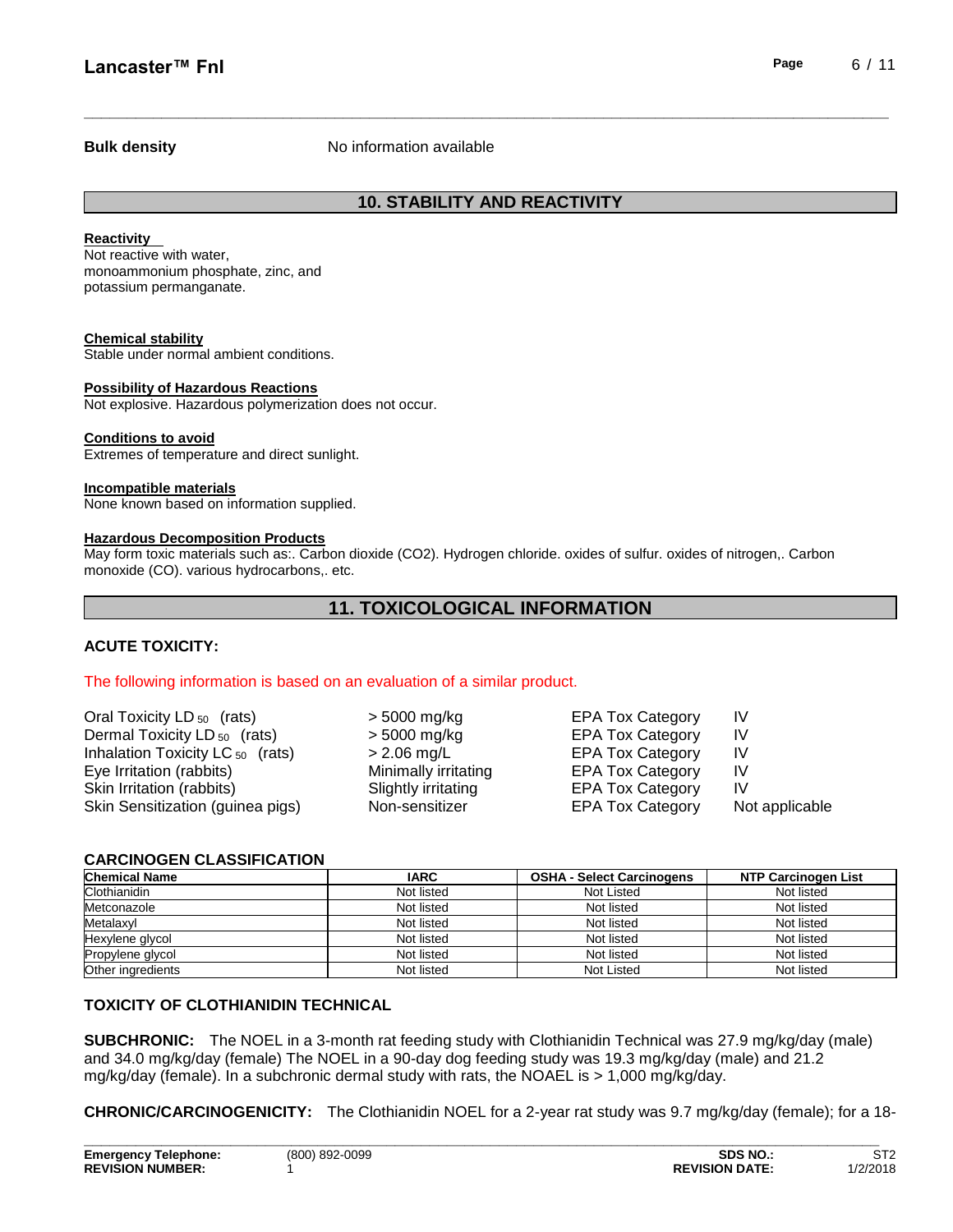**Bulk density** No information available

## 10. STABILITY AND REACTIVITY

**Reactivity**
Not reactive with water, monoammonium phosphate, zinc, and potassium permanganate.

**Chemical stability**
Stable under normal ambient conditions.

**Possibility of Hazardous Reactions**
Not explosive. Hazardous polymerization does not occur.

**Conditions to avoid**
Extremes of temperature and direct sunlight.

**Incompatible materials**
None known based on information supplied.

**Hazardous Decomposition Products**
May form toxic materials such as:. Carbon dioxide ($CO_2$). Hydrogen chloride. oxides of sulfur. oxides of nitrogen,. Carbon monoxide (CO). various hydrocarbons,. etc.

## 11. TOXICOLOGICAL INFORMATION

**ACUTE TOXICITY:**

The following information is based on an evaluation of a similar product.

| | | | |
|---|---|---|---|
| Oral Toxicity $LD_{50}$ (rats) | > 5000 mg/kg | EPA Tox Category | IV |
| Dermal Toxicity $LD_{50}$ (rats) | > 5000 mg/kg | EPA Tox Category | IV |
| Inhalation Toxicity $LC_{50}$ (rats) | > 2.06 mg/L | EPA Tox Category | IV |
| Eye Irritation (rabbits) | Minimally irritating | EPA Tox Category | IV |
| Skin Irritation (rabbits) | Slightly irritating | EPA Tox Category | IV |
| Skin Sensitization (guinea pigs) | Non-sensitizer | EPA Tox Category | Not applicable |

**CARCINOGEN CLASSIFICATION**

| Chemical Name | IARC | OSHA - Select Carcinogens | NTP Carcinogen List |
|---|---|---|---|
| Clothianidin | Not listed | Not Listed | Not listed |
| Metconazole | Not listed | Not listed | Not listed |
| Metalaxyl | Not listed | Not listed | Not listed |
| Hexylene glycol | Not listed | Not listed | Not listed |
| Propylene glycol | Not listed | Not listed | Not listed |
| Other ingredients | Not listed | Not Listed | Not listed |

**TOXICITY OF CLOTHIANIDIN TECHNICAL**

**SUBCHRONIC:** The NOEL in a 3-month rat feeding study with Clothianidin Technical was 27.9 mg/kg/day (male) and 34.0 mg/kg/day (female) The NOEL in a 90-day dog feeding study was 19.3 mg/kg/day (male) and 21.2 mg/kg/day (female). In a subchronic dermal study with rats, the NOAEL is > 1,000 mg/kg/day.

**CHRONIC/CARCINOGENICITY:** The Clothianidin NOEL for a 2-year rat study was 9.7 mg/kg/day (female); for a 18-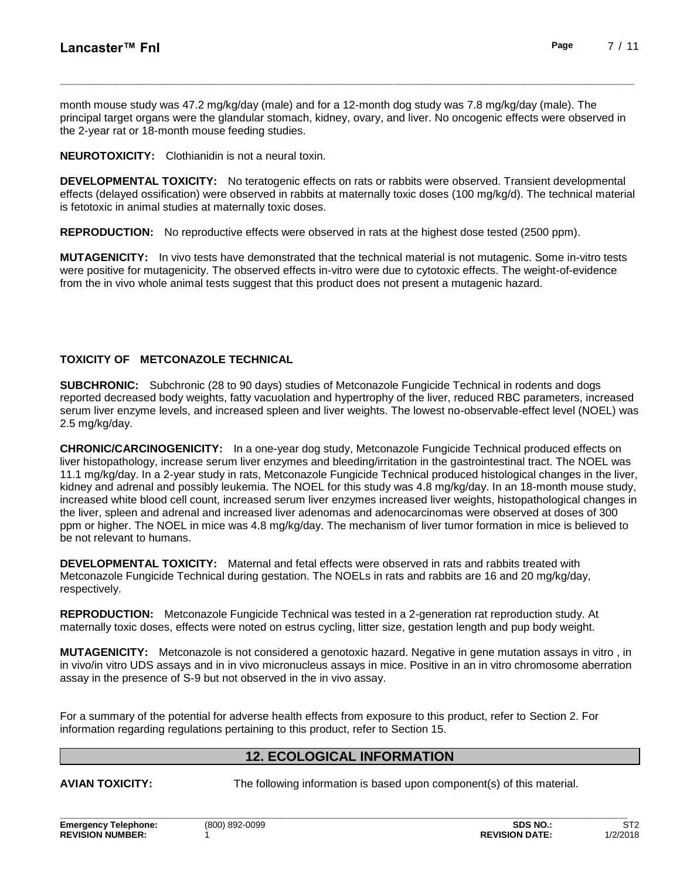month mouse study was 47.2 mg/kg/day (male) and for a 12-month dog study was 7.8 mg/kg/day (male). The principal target organs were the glandular stomach, kidney, ovary, and liver. No oncogenic effects were observed in the 2-year rat or 18-month mouse feeding studies.

**NEUROTOXICITY:** Clothianidin is not a neural toxin.

**DEVELOPMENTAL TOXICITY:** No teratogenic effects on rats or rabbits were observed. Transient developmental effects (delayed ossification) were observed in rabbits at maternally toxic doses (100 mg/kg/d). The technical material is fetotoxic in animal studies at maternally toxic doses.

**REPRODUCTION:** No reproductive effects were observed in rats at the highest dose tested (2500 ppm).

**MUTAGENICITY:** In vivo tests have demonstrated that the technical material is not mutagenic. Some in-vitro tests were positive for mutagenicity. The observed effects in-vitro were due to cytotoxic effects. The weight-of-evidence from the in vivo whole animal tests suggest that this product does not present a mutagenic hazard.

**TOXICITY OF METCONAZOLE TECHNICAL**

**SUBCHRONIC:** Subchronic (28 to 90 days) studies of Metconazole Fungicide Technical in rodents and dogs reported decreased body weights, fatty vacuolation and hypertrophy of the liver, reduced RBC parameters, increased serum liver enzyme levels, and increased spleen and liver weights. The lowest no-observable-effect level (NOEL) was 2.5 mg/kg/day.

**CHRONIC/CARCINOGENICITY:** In a one-year dog study, Metconazole Fungicide Technical produced effects on liver histopathology, increase serum liver enzymes and bleeding/irritation in the gastrointestinal tract. The NOEL was 11.1 mg/kg/day. In a 2-year study in rats, Metconazole Fungicide Technical produced histological changes in the liver, kidney and adrenal and possibly leukemia. The NOEL for this study was 4.8 mg/kg/day. In an 18-month mouse study, increased white blood cell count, increased serum liver enzymes increased liver weights, histopathological changes in the liver, spleen and adrenal and increased liver adenomas and adenocarcinomas were observed at doses of 300 ppm or higher. The NOEL in mice was 4.8 mg/kg/day. The mechanism of liver tumor formation in mice is believed to be not relevant to humans.

**DEVELOPMENTAL TOXICITY:** Maternal and fetal effects were observed in rats and rabbits treated with Metconazole Fungicide Technical during gestation. The NOELs in rats and rabbits are 16 and 20 mg/kg/day, respectively.

**REPRODUCTION:** Metconazole Fungicide Technical was tested in a 2-generation rat reproduction study. At maternally toxic doses, effects were noted on estrus cycling, litter size, gestation length and pup body weight.

**MUTAGENICITY:** Metconazole is not considered a genotoxic hazard. Negative in gene mutation assays in vitro , in in vivo/in vitro UDS assays and in in vivo micronucleus assays in mice. Positive in an in vitro chromosome aberration assay in the presence of S-9 but not observed in the in vivo assay.

For a summary of the potential for adverse health effects from exposure to this product, refer to Section 2. For information regarding regulations pertaining to this product, refer to Section 15.

## 12. ECOLOGICAL INFORMATION

**AVIAN TOXICITY:** The following information is based upon component(s) of this material.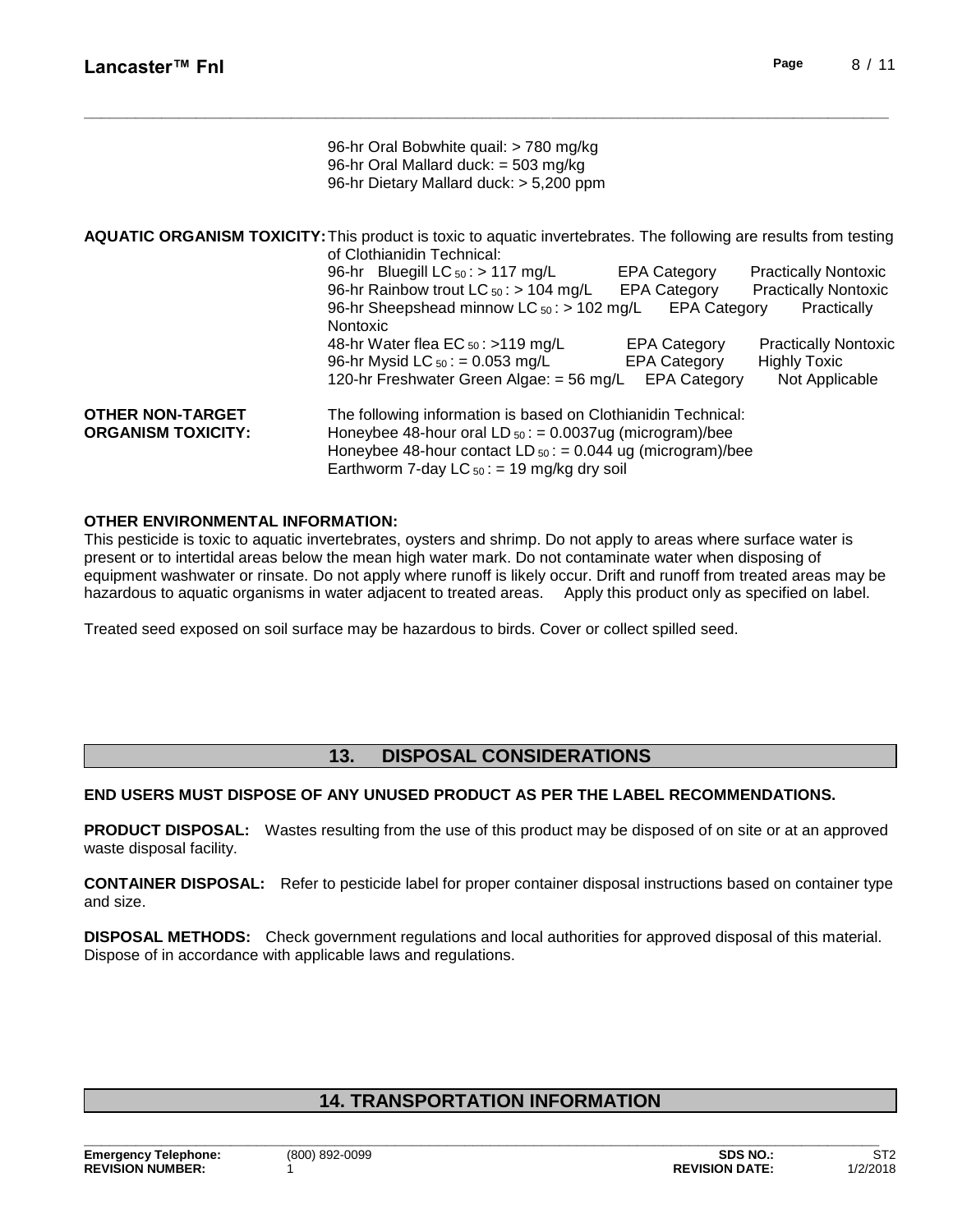96-hr Oral Bobwhite quail: > 780 mg/kg
96-hr Oral Mallard duck: = 503 mg/kg
96-hr Dietary Mallard duck: > 5,200 ppm

**AQUATIC ORGANISM TOXICITY:** This product is toxic to aquatic invertebrates. The following are results from testing of Clothianidin Technical:

| Test | Result | EPA Category |
|---|---|---|
| 96-hr Bluegill $LC_{50}$ | > 117 mg/L | Practically Nontoxic |
| 96-hr Rainbow trout $LC_{50}$ | > 104 mg/L | Practically Nontoxic |
| 96-hr Sheepshead minnow $LC_{50}$ | > 102 mg/L | Practically Nontoxic |
| 48-hr Water flea $EC_{50}$ | >119 mg/L | Practically Nontoxic |
| 96-hr Mysid $LC_{50}$ | = 0.053 mg/L | Highly Toxic |
| 120-hr Freshwater Green Algae | = 56 mg/L | Not Applicable |

**OTHER NON-TARGET ORGANISM TOXICITY:** The following information is based on Clothianidin Technical:
Honeybee 48-hour oral $LD_{50}$: = 0.0037ug (microgram)/bee
Honeybee 48-hour contact $LD_{50}$: = 0.044 ug (microgram)/bee
Earthworm 7-day $LC_{50}$: = 19 mg/kg dry soil

**OTHER ENVIRONMENTAL INFORMATION:**
This pesticide is toxic to aquatic invertebrates, oysters and shrimp. Do not apply to areas where surface water is present or to intertidal areas below the mean high water mark. Do not contaminate water when disposing of equipment washwater or rinsate. Do not apply where runoff is likely occur. Drift and runoff from treated areas may be hazardous to aquatic organisms in water adjacent to treated areas. Apply this product only as specified on label.

Treated seed exposed on soil surface may be hazardous to birds. Cover or collect spilled seed.

## 13. DISPOSAL CONSIDERATIONS

**END USERS MUST DISPOSE OF ANY UNUSED PRODUCT AS PER THE LABEL RECOMMENDATIONS.**

**PRODUCT DISPOSAL:** Wastes resulting from the use of this product may be disposed of on site or at an approved waste disposal facility.

**CONTAINER DISPOSAL:** Refer to pesticide label for proper container disposal instructions based on container type and size.

**DISPOSAL METHODS:** Check government regulations and local authorities for approved disposal of this material. Dispose of in accordance with applicable laws and regulations.

## 14. TRANSPORTATION INFORMATION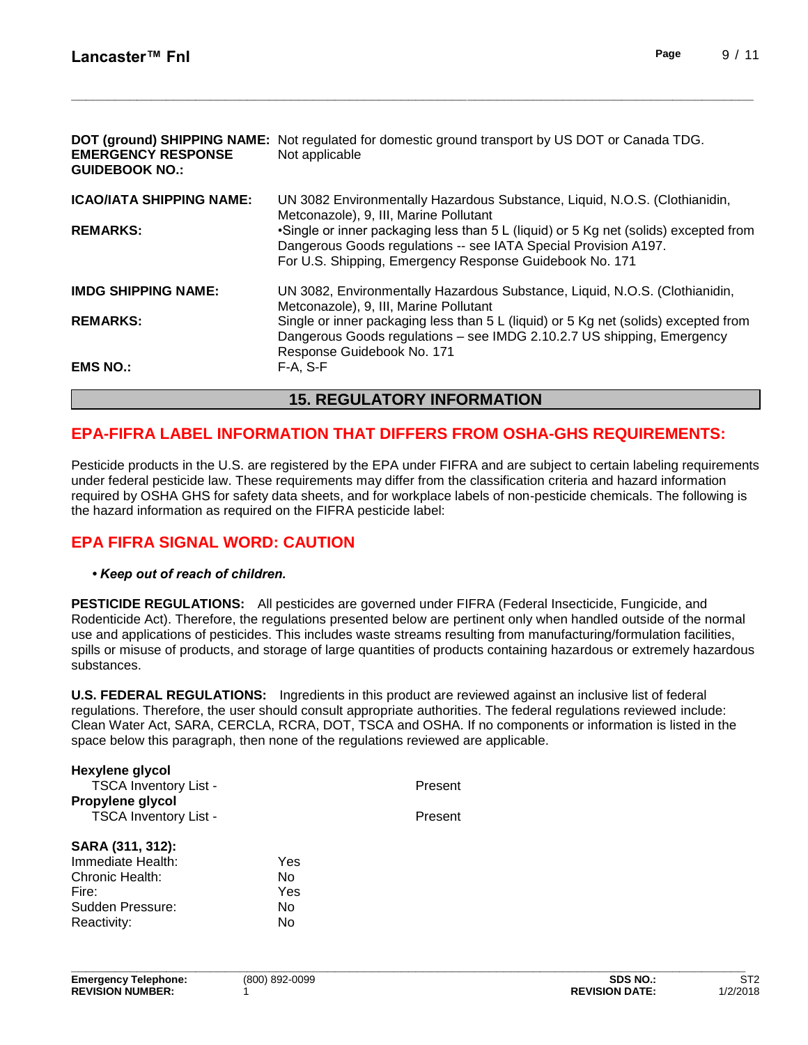| | |
|---|---|
| **DOT (ground) SHIPPING NAME:** | Not regulated for domestic ground transport by US DOT or Canada TDG. |
| **EMERGENCY RESPONSE GUIDEBOOK NO.:** | Not applicable |
| **ICAO/IATA SHIPPING NAME:** | UN 3082 Environmentally Hazardous Substance, Liquid, N.O.S. (Clothianidin, Metconazole), 9, III, Marine Pollutant |
| **REMARKS:** | •Single or inner packaging less than 5 L (liquid) or 5 Kg net (solids) excepted from Dangerous Goods regulations -- see IATA Special Provision A197. For U.S. Shipping, Emergency Response Guidebook No. 171 |
| **IMDG SHIPPING NAME:** | UN 3082, Environmentally Hazardous Substance, Liquid, N.O.S. (Clothianidin, Metconazole), 9, III, Marine Pollutant |
| **REMARKS:** | Single or inner packaging less than 5 L (liquid) or 5 Kg net (solids) excepted from Dangerous Goods regulations – see IMDG 2.10.2.7 US shipping, Emergency Response Guidebook No. 171 |
| **EMS NO.:** | F-A, S-F |

## 15. REGULATORY INFORMATION

### EPA-FIFRA LABEL INFORMATION THAT DIFFERS FROM OSHA-GHS REQUIREMENTS:

Pesticide products in the U.S. are registered by the EPA under FIFRA and are subject to certain labeling requirements under federal pesticide law. These requirements may differ from the classification criteria and hazard information required by OSHA GHS for safety data sheets, and for workplace labels of non-pesticide chemicals. The following is the hazard information as required on the FIFRA pesticide label:

### EPA FIFRA SIGNAL WORD: CAUTION

- ***Keep out of reach of children.***

**PESTICIDE REGULATIONS:** All pesticides are governed under FIFRA (Federal Insecticide, Fungicide, and Rodenticide Act). Therefore, the regulations presented below are pertinent only when handled outside of the normal use and applications of pesticides. This includes waste streams resulting from manufacturing/formulation facilities, spills or misuse of products, and storage of large quantities of products containing hazardous or extremely hazardous substances.

**U.S. FEDERAL REGULATIONS:** Ingredients in this product are reviewed against an inclusive list of federal regulations. Therefore, the user should consult appropriate authorities. The federal regulations reviewed include: Clean Water Act, SARA, CERCLA, RCRA, DOT, TSCA and OSHA. If no components or information is listed in the space below this paragraph, then none of the regulations reviewed are applicable.

**Hexylene glycol**
TSCA Inventory List - Present

**Propylene glycol**
TSCA Inventory List - Present

**SARA (311, 312):**

| | |
|---|---|
| Immediate Health: | Yes |
| Chronic Health: | No |
| Fire: | Yes |
| Sudden Pressure: | No |
| Reactivity: | No |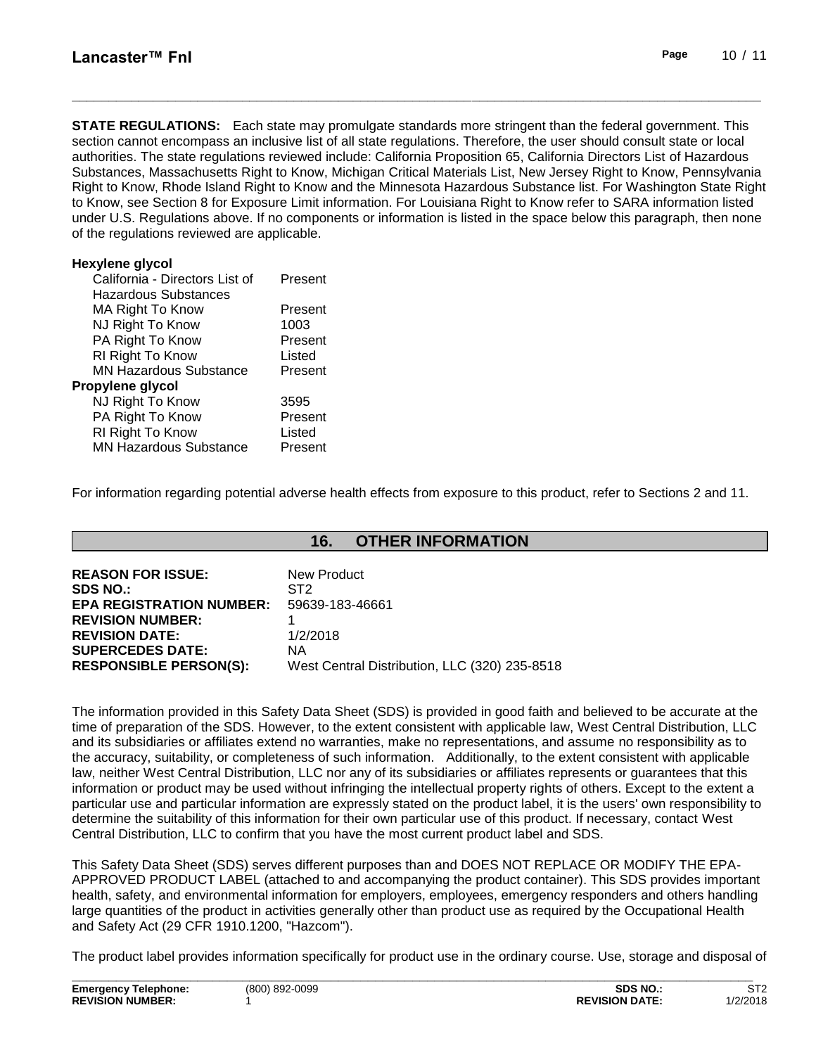**STATE REGULATIONS:** Each state may promulgate standards more stringent than the federal government. This section cannot encompass an inclusive list of all state regulations. Therefore, the user should consult state or local authorities. The state regulations reviewed include: California Proposition 65, California Directors List of Hazardous Substances, Massachusetts Right to Know, Michigan Critical Materials List, New Jersey Right to Know, Pennsylvania Right to Know, Rhode Island Right to Know and the Minnesota Hazardous Substance list. For Washington State Right to Know, see Section 8 for Exposure Limit information. For Louisiana Right to Know refer to SARA information listed under U.S. Regulations above. If no components or information is listed in the space below this paragraph, then none of the regulations reviewed are applicable.

**Hexylene glycol**

| | |
|---|---|
| California - Directors List of Hazardous Substances | Present |
| MA Right To Know | Present |
| NJ Right To Know | 1003 |
| PA Right To Know | Present |
| RI Right To Know | Listed |
| MN Hazardous Substance | Present |

**Propylene glycol**

| | |
|---|---|
| NJ Right To Know | 3595 |
| PA Right To Know | Present |
| RI Right To Know | Listed |
| MN Hazardous Substance | Present |

For information regarding potential adverse health effects from exposure to this product, refer to Sections 2 and 11.

## 16. OTHER INFORMATION

| | |
|---|---|
| **REASON FOR ISSUE:** | New Product |
| **SDS NO.:** | ST2 |
| **EPA REGISTRATION NUMBER:** | 59639-183-46661 |
| **REVISION NUMBER:** | 1 |
| **REVISION DATE:** | 1/2/2018 |
| **SUPERCEDES DATE:** | NA |
| **RESPONSIBLE PERSON(S):** | West Central Distribution, LLC (320) 235-8518 |

The information provided in this Safety Data Sheet (SDS) is provided in good faith and believed to be accurate at the time of preparation of the SDS. However, to the extent consistent with applicable law, West Central Distribution, LLC and its subsidiaries or affiliates extend no warranties, make no representations, and assume no responsibility as to the accuracy, suitability, or completeness of such information. Additionally, to the extent consistent with applicable law, neither West Central Distribution, LLC nor any of its subsidiaries or affiliates represents or guarantees that this information or product may be used without infringing the intellectual property rights of others. Except to the extent a particular use and particular information are expressly stated on the product label, it is the users' own responsibility to determine the suitability of this information for their own particular use of this product. If necessary, contact West Central Distribution, LLC to confirm that you have the most current product label and SDS.

This Safety Data Sheet (SDS) serves different purposes than and DOES NOT REPLACE OR MODIFY THE EPA-APPROVED PRODUCT LABEL (attached to and accompanying the product container). This SDS provides important health, safety, and environmental information for employers, employees, emergency responders and others handling large quantities of the product in activities generally other than product use as required by the Occupational Health and Safety Act (29 CFR 1910.1200, "Hazcom").

The product label provides information specifically for product use in the ordinary course. Use, storage and disposal of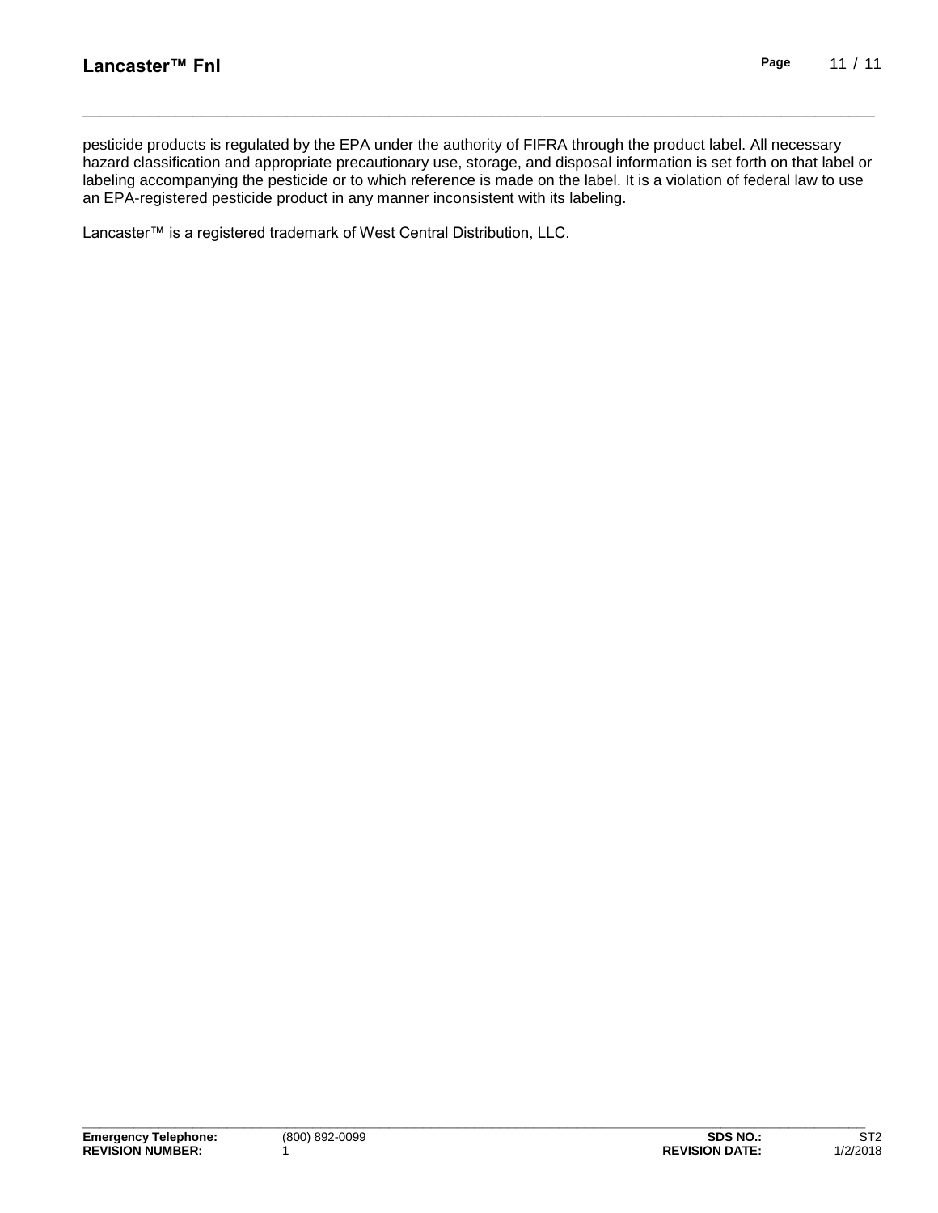pesticide products is regulated by the EPA under the authority of FIFRA through the product label. All necessary hazard classification and appropriate precautionary use, storage, and disposal information is set forth on that label or labeling accompanying the pesticide or to which reference is made on the label. It is a violation of federal law to use an EPA-registered pesticide product in any manner inconsistent with its labeling.

Lancaster™ is a registered trademark of West Central Distribution, LLC.